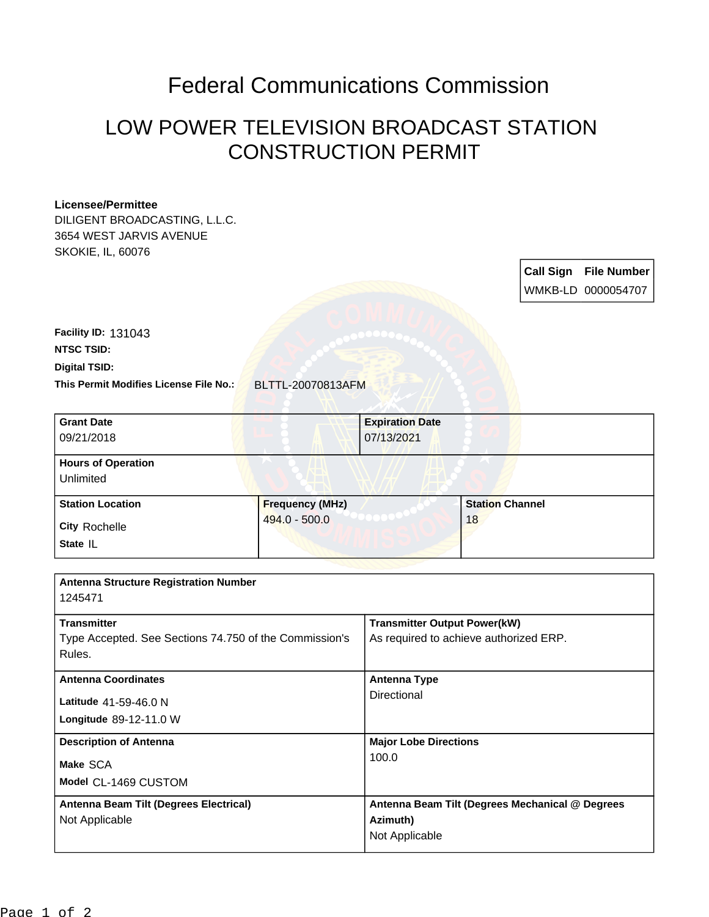# Federal Communications Commission

## LOW POWER TELEVISION BROADCAST STATION CONSTRUCTION PERMIT

**Licensee/Permittee**
DILIGENT BROADCASTING, L.L.C.
3654 WEST JARVIS AVENUE
SKOKIE, IL, 60076

| Call Sign | File Number |
|---|---|
| WMKB-LD | 0000054707 |

**Facility ID:** 131043

**NTSC TSID:**

**Digital TSID:**

**This Permit Modifies License File No.:** BLTTL-20070813AFM

| Grant Date | Expiration Date |
|---|---|
| 09/21/2018 | 07/13/2021 |

**Hours of Operation**
Unlimited

| Station Location | Frequency (MHz) | Station Channel |
|---|---|---|
| City Rochelle<br>State IL | 494.0 - 500.0 | 18 |

**Antenna Structure Registration Number**
1245471

| Transmitter | Transmitter Output Power(kW) |
|---|---|
| Type Accepted. See Sections 74.750 of the Commission's Rules. | As required to achieve authorized ERP. |

| Antenna Coordinates | Antenna Type |
|---|---|
| Latitude 41-59-46.0 N<br>Longitude 89-12-11.0 W | Directional |

| Description of Antenna | Major Lobe Directions |
|---|---|
| Make SCA<br>Model CL-1469 CUSTOM | 100.0 |

| Antenna Beam Tilt (Degrees Electrical) | Antenna Beam Tilt (Degrees Mechanical @ Degrees Azimuth) |
|---|---|
| Not Applicable | Not Applicable |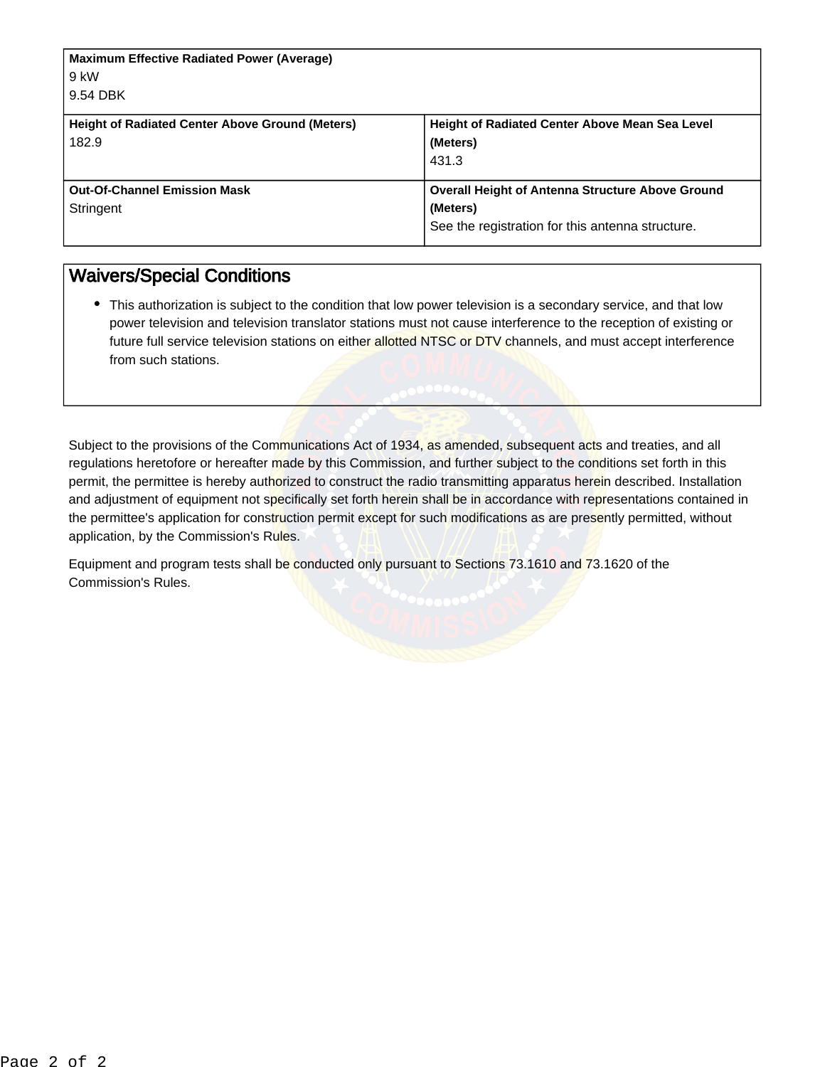| | |
|---|---|
| **Maximum Effective Radiated Power (Average)**<br>9 kW<br>9.54 DBK | |
| **Height of Radiated Center Above Ground (Meters)**<br>182.9 | **Height of Radiated Center Above Mean Sea Level (Meters)**<br>431.3 |
| **Out-Of-Channel Emission Mask**<br>Stringent | **Overall Height of Antenna Structure Above Ground (Meters)**<br>See the registration for this antenna structure. |

## Waivers/Special Conditions

- This authorization is subject to the condition that low power television is a secondary service, and that low power television and television translator stations must not cause interference to the reception of existing or future full service television stations on either allotted NTSC or DTV channels, and must accept interference from such stations.

Subject to the provisions of the Communications Act of 1934, as amended, subsequent acts and treaties, and all regulations heretofore or hereafter made by this Commission, and further subject to the conditions set forth in this permit, the permittee is hereby authorized to construct the radio transmitting apparatus herein described. Installation and adjustment of equipment not specifically set forth herein shall be in accordance with representations contained in the permittee's application for construction permit except for such modifications as are presently permitted, without application, by the Commission's Rules.

Equipment and program tests shall be conducted only pursuant to Sections 73.1610 and 73.1620 of the Commission's Rules.